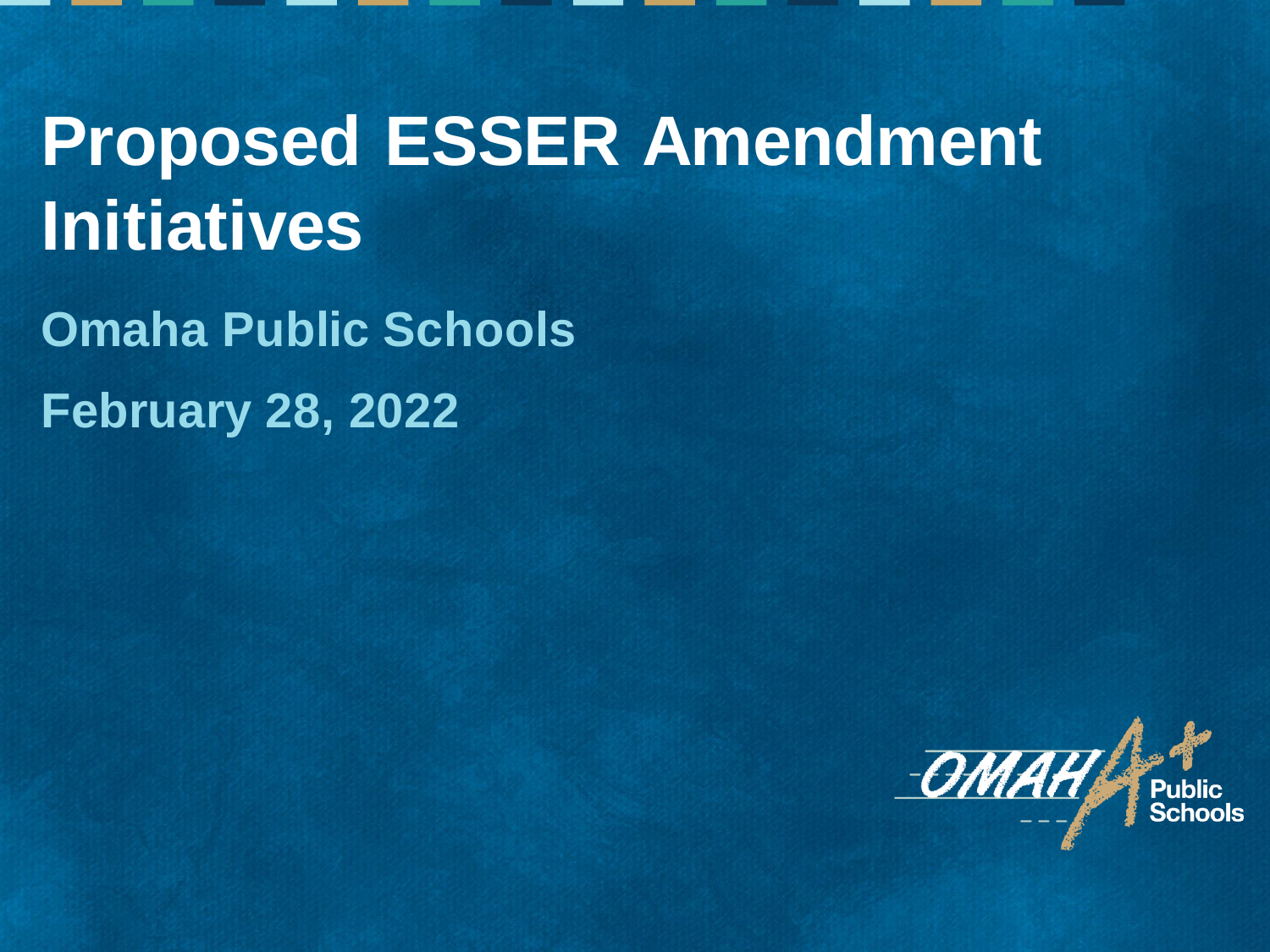# Proposed ESSER Amendment Initiatives

## Omaha Public Schools

## February 28, 2022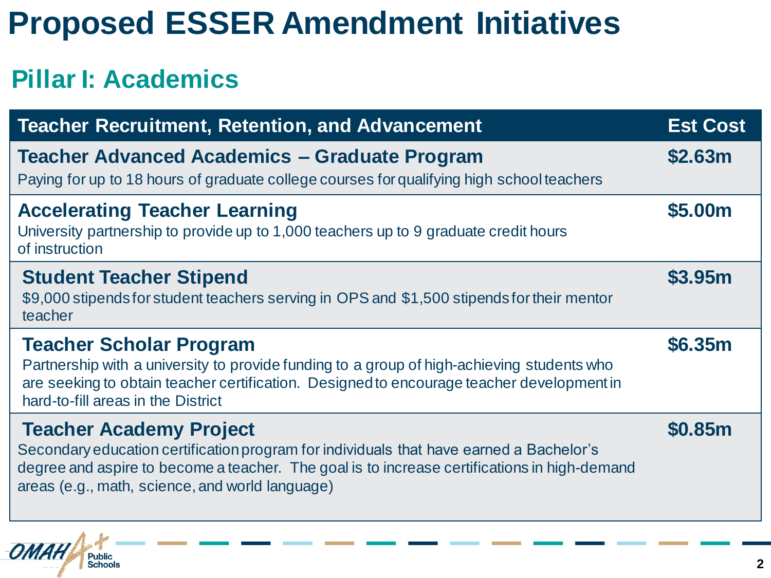# Proposed ESSER Amendment Initiatives

## Pillar I: Academics

| Teacher Recruitment, Retention, and Advancement | Est Cost |
|---|---|
| **Teacher Advanced Academics – Graduate Program**<br>Paying for up to 18 hours of graduate college courses for qualifying high school teachers | **$2.63m** |
| **Accelerating Teacher Learning**<br>University partnership to provide up to 1,000 teachers up to 9 graduate credit hours of instruction | **$5.00m** |
| **Student Teacher Stipend**<br>$9,000 stipends for student teachers serving in OPS and $1,500 stipends for their mentor teacher | **$3.95m** |
| **Teacher Scholar Program**<br>Partnership with a university to provide funding to a group of high-achieving students who are seeking to obtain teacher certification. Designed to encourage teacher development in hard-to-fill areas in the District | **$6.35m** |
| **Teacher Academy Project**<br>Secondary education certification program for individuals that have earned a Bachelor's degree and aspire to become a teacher. The goal is to increase certifications in high-demand areas (e.g., math, science, and world language) | **$0.85m** |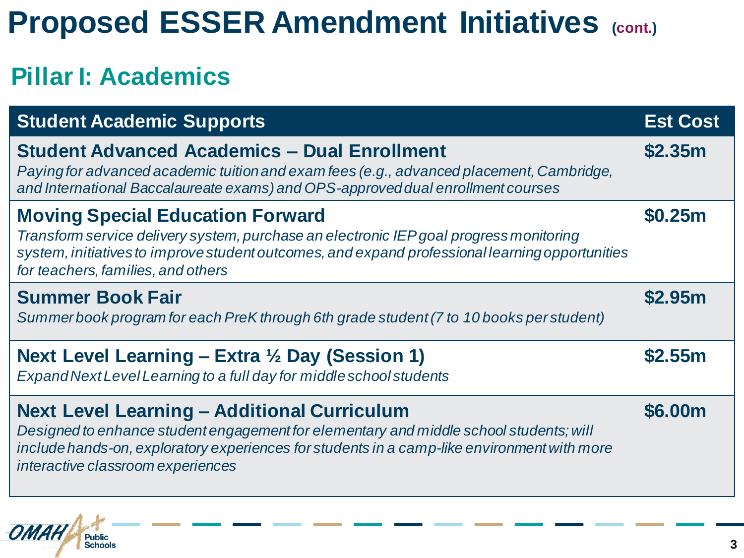# Proposed ESSER Amendment Initiatives (cont.)

## Pillar I: Academics

| Student Academic Supports | Est Cost |
| --- | --- |
| **Student Advanced Academics – Dual Enrollment**<br>*Paying for advanced academic tuition and exam fees (e.g., advanced placement, Cambridge, and International Baccalaureate exams) and OPS-approved dual enrollment courses* | **$2.35m** |
| **Moving Special Education Forward**<br>*Transform service delivery system, purchase an electronic IEP goal progress monitoring system, initiatives to improve student outcomes, and expand professional learning opportunities for teachers, families, and others* | **$0.25m** |
| **Summer Book Fair**<br>*Summer book program for each PreK through 6th grade student (7 to 10 books per student)* | **$2.95m** |
| **Next Level Learning – Extra ½ Day (Session 1)**<br>*Expand Next Level Learning to a full day for middle school students* | **$2.55m** |
| **Next Level Learning – Additional Curriculum**<br>*Designed to enhance student engagement for elementary and middle school students; will include hands-on, exploratory experiences for students in a camp-like environment with more interactive classroom experiences* | **$6.00m** |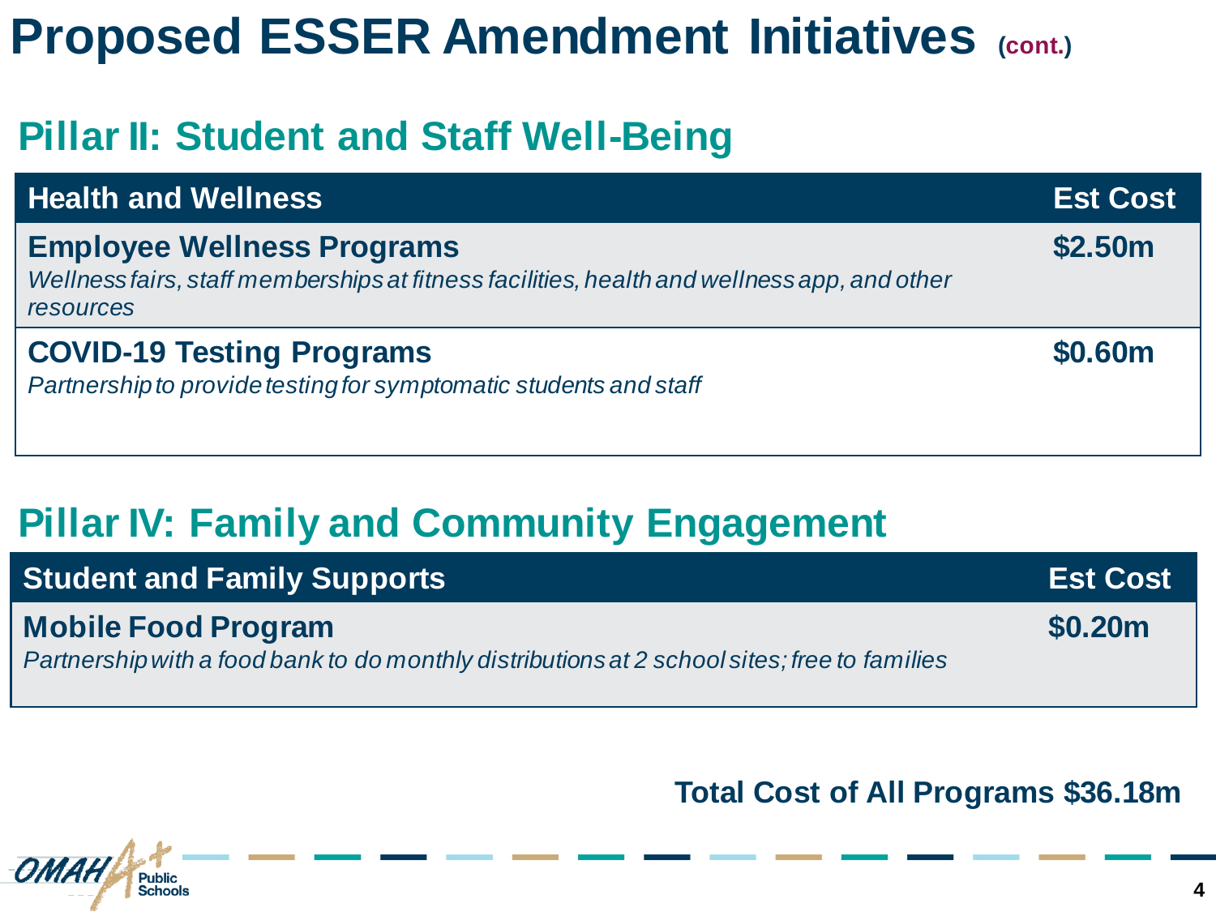# Proposed ESSER Amendment Initiatives (cont.)

## Pillar II: Student and Staff Well-Being

| Health and Wellness | Est Cost |
|---|---|
| **Employee Wellness Programs**<br>*Wellness fairs, staff memberships at fitness facilities, health and wellness app, and other resources* | **$2.50m** |
| **COVID-19 Testing Programs**<br>*Partnership to provide testing for symptomatic students and staff* | **$0.60m** |

## Pillar IV: Family and Community Engagement

| Student and Family Supports | Est Cost |
|---|---|
| **Mobile Food Program**<br>*Partnership with a food bank to do monthly distributions at 2 school sites; free to families* | **$0.20m** |

**Total Cost of All Programs $36.18m**